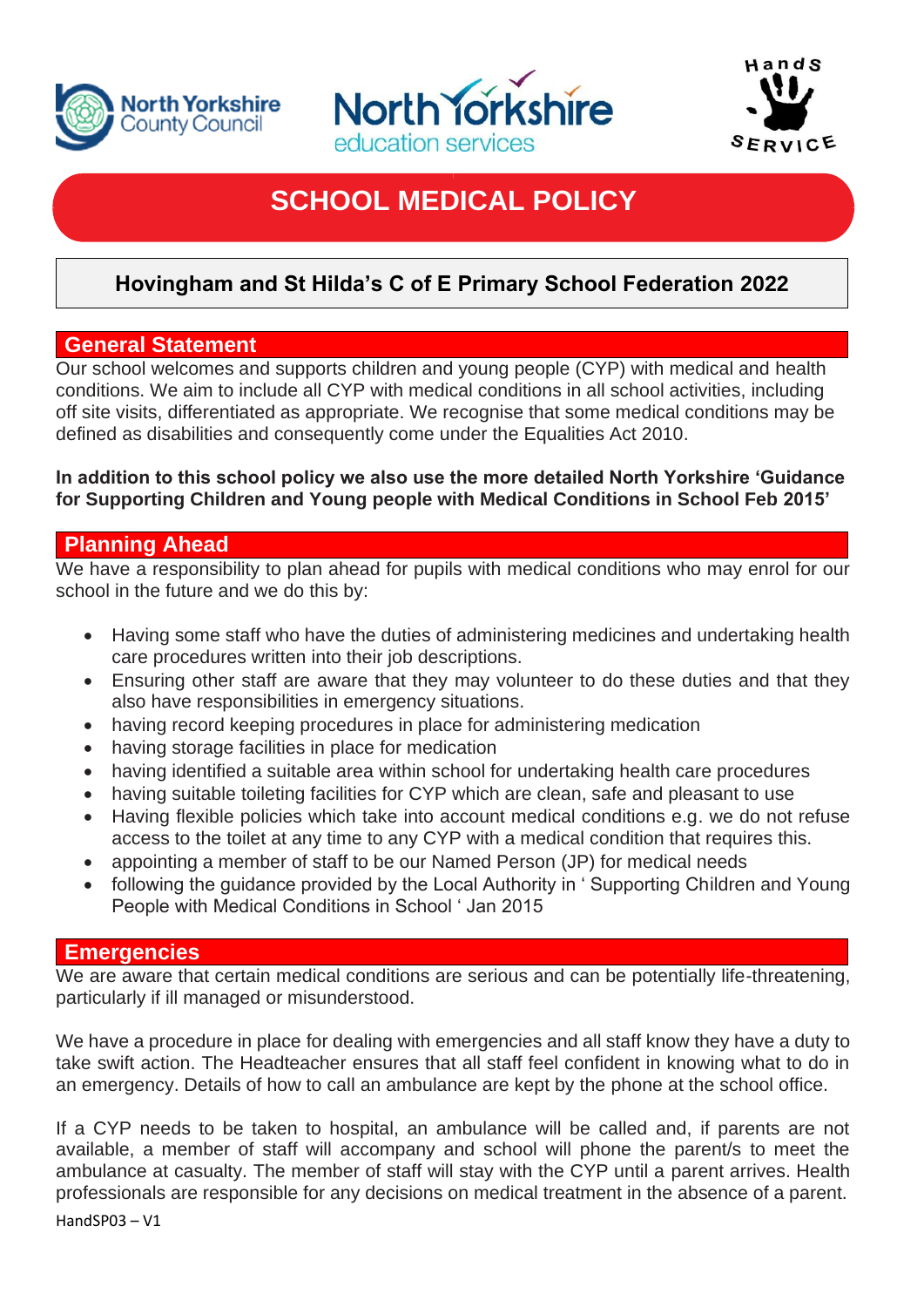# SCHOOL MEDICAL POLICY

## Hovingham and St Hilda's C of E Primary School Federation 2022

## General Statement

Our school welcomes and supports children and young people (CYP) with medical and health conditions. We aim to include all CYP with medical conditions in all school activities, including off site visits, differentiated as appropriate. We recognise that some medical conditions may be defined as disabilities and consequently come under the Equalities Act 2010.

**In addition to this school policy we also use the more detailed North Yorkshire 'Guidance for Supporting Children and Young people with Medical Conditions in School Feb 2015'**

## Planning Ahead

We have a responsibility to plan ahead for pupils with medical conditions who may enrol for our school in the future and we do this by:

- Having some staff who have the duties of administering medicines and undertaking health care procedures written into their job descriptions.
- Ensuring other staff are aware that they may volunteer to do these duties and that they also have responsibilities in emergency situations.
- having record keeping procedures in place for administering medication
- having storage facilities in place for medication
- having identified a suitable area within school for undertaking health care procedures
- having suitable toileting facilities for CYP which are clean, safe and pleasant to use
- Having flexible policies which take into account medical conditions e.g. we do not refuse access to the toilet at any time to any CYP with a medical condition that requires this.
- appointing a member of staff to be our Named Person (JP) for medical needs
- following the guidance provided by the Local Authority in ' Supporting Children and Young People with Medical Conditions in School ' Jan 2015

## Emergencies

We are aware that certain medical conditions are serious and can be potentially life-threatening, particularly if ill managed or misunderstood.

We have a procedure in place for dealing with emergencies and all staff know they have a duty to take swift action. The Headteacher ensures that all staff feel confident in knowing what to do in an emergency. Details of how to call an ambulance are kept by the phone at the school office.

If a CYP needs to be taken to hospital, an ambulance will be called and, if parents are not available, a member of staff will accompany and school will phone the parent/s to meet the ambulance at casualty. The member of staff will stay with the CYP until a parent arrives. Health professionals are responsible for any decisions on medical treatment in the absence of a parent.

HandSP03 – V1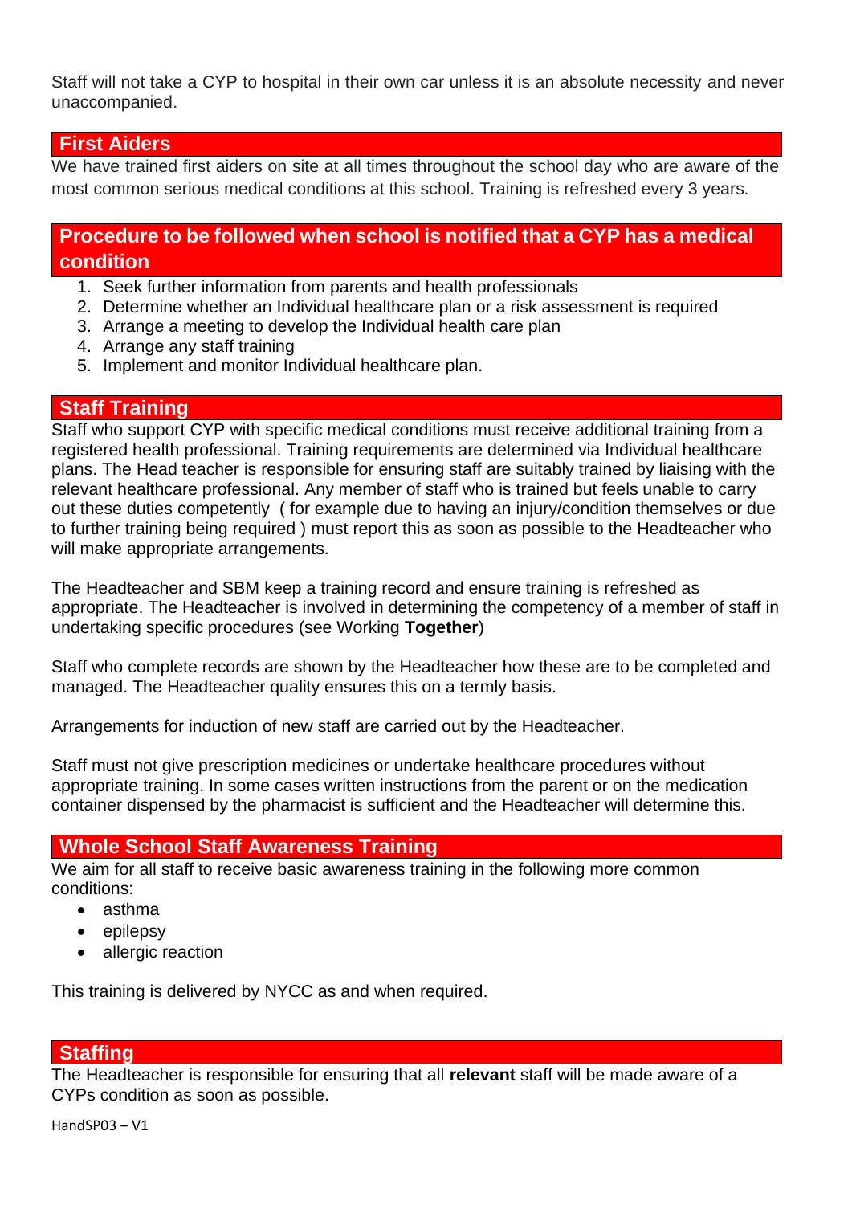Staff will not take a CYP to hospital in their own car unless it is an absolute necessity and never unaccompanied.

## First Aiders

We have trained first aiders on site at all times throughout the school day who are aware of the most common serious medical conditions at this school. Training is refreshed every 3 years.

## Procedure to be followed when school is notified that a CYP has a medical condition

1. Seek further information from parents and health professionals
2. Determine whether an Individual healthcare plan or a risk assessment is required
3. Arrange a meeting to develop the Individual health care plan
4. Arrange any staff training
5. Implement and monitor Individual healthcare plan.

## Staff Training

Staff who support CYP with specific medical conditions must receive additional training from a registered health professional. Training requirements are determined via Individual healthcare plans. The Head teacher is responsible for ensuring staff are suitably trained by liaising with the relevant healthcare professional. Any member of staff who is trained but feels unable to carry out these duties competently ( for example due to having an injury/condition themselves or due to further training being required ) must report this as soon as possible to the Headteacher who will make appropriate arrangements.

The Headteacher and SBM keep a training record and ensure training is refreshed as appropriate. The Headteacher is involved in determining the competency of a member of staff in undertaking specific procedures (see Working **Together**)

Staff who complete records are shown by the Headteacher how these are to be completed and managed. The Headteacher quality ensures this on a termly basis.

Arrangements for induction of new staff are carried out by the Headteacher.

Staff must not give prescription medicines or undertake healthcare procedures without appropriate training. In some cases written instructions from the parent or on the medication container dispensed by the pharmacist is sufficient and the Headteacher will determine this.

## Whole School Staff Awareness Training

We aim for all staff to receive basic awareness training in the following more common conditions:

- asthma
- epilepsy
- allergic reaction

This training is delivered by NYCC as and when required.

## Staffing

The Headteacher is responsible for ensuring that all **relevant** staff will be made aware of a CYPs condition as soon as possible.

HandSP03 – V1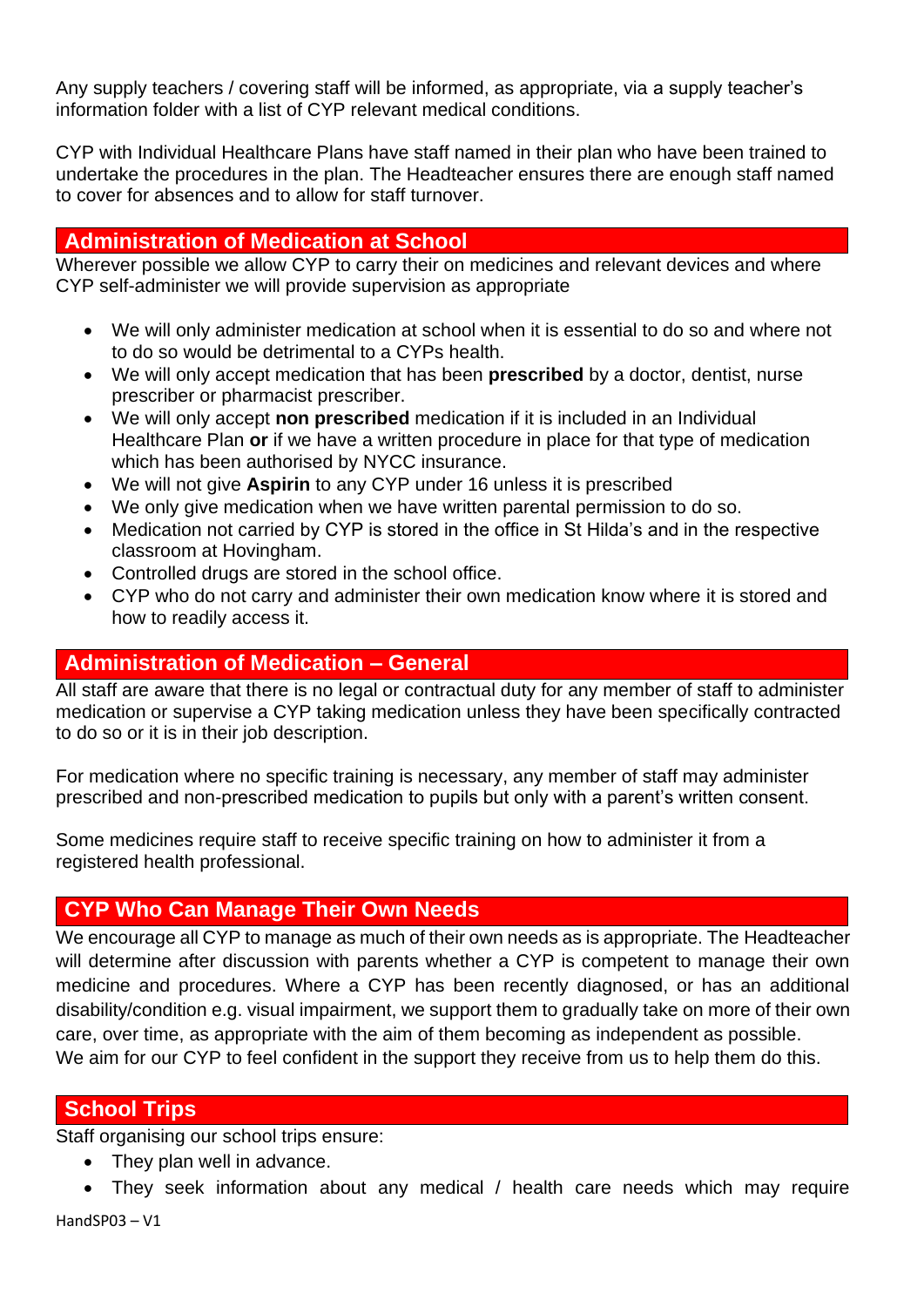Any supply teachers / covering staff will be informed, as appropriate, via a supply teacher's information folder with a list of CYP relevant medical conditions.

CYP with Individual Healthcare Plans have staff named in their plan who have been trained to undertake the procedures in the plan. The Headteacher ensures there are enough staff named to cover for absences and to allow for staff turnover.

## Administration of Medication at School

Wherever possible we allow CYP to carry their on medicines and relevant devices and where CYP self-administer we will provide supervision as appropriate

- We will only administer medication at school when it is essential to do so and where not to do so would be detrimental to a CYPs health.
- We will only accept medication that has been **prescribed** by a doctor, dentist, nurse prescriber or pharmacist prescriber.
- We will only accept **non prescribed** medication if it is included in an Individual Healthcare Plan **or** if we have a written procedure in place for that type of medication which has been authorised by NYCC insurance.
- We will not give **Aspirin** to any CYP under 16 unless it is prescribed
- We only give medication when we have written parental permission to do so.
- Medication not carried by CYP is stored in the office in St Hilda's and in the respective classroom at Hovingham.
- Controlled drugs are stored in the school office.
- CYP who do not carry and administer their own medication know where it is stored and how to readily access it.

## Administration of Medication – General

All staff are aware that there is no legal or contractual duty for any member of staff to administer medication or supervise a CYP taking medication unless they have been specifically contracted to do so or it is in their job description.

For medication where no specific training is necessary, any member of staff may administer prescribed and non-prescribed medication to pupils but only with a parent's written consent.

Some medicines require staff to receive specific training on how to administer it from a registered health professional.

## CYP Who Can Manage Their Own Needs

We encourage all CYP to manage as much of their own needs as is appropriate. The Headteacher will determine after discussion with parents whether a CYP is competent to manage their own medicine and procedures. Where a CYP has been recently diagnosed, or has an additional disability/condition e.g. visual impairment, we support them to gradually take on more of their own care, over time, as appropriate with the aim of them becoming as independent as possible.
We aim for our CYP to feel confident in the support they receive from us to help them do this.

## School Trips

Staff organising our school trips ensure:

- They plan well in advance.
- They seek information about any medical / health care needs which may require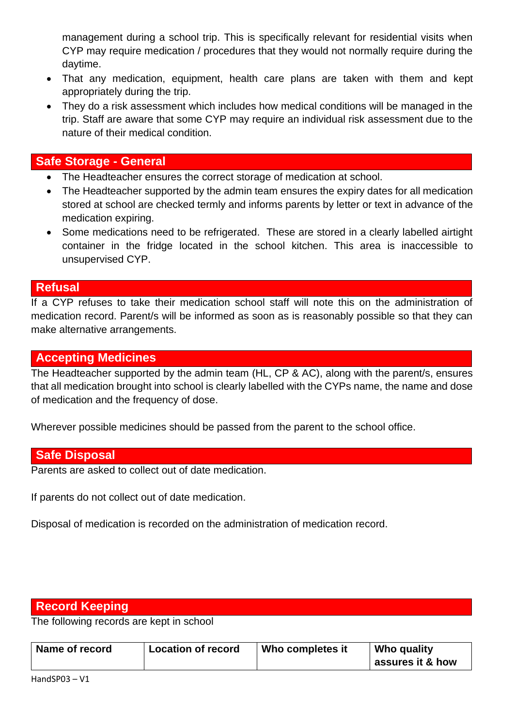management during a school trip. This is specifically relevant for residential visits when CYP may require medication / procedures that they would not normally require during the daytime.

- That any medication, equipment, health care plans are taken with them and kept appropriately during the trip.
- They do a risk assessment which includes how medical conditions will be managed in the trip. Staff are aware that some CYP may require an individual risk assessment due to the nature of their medical condition.

## Safe Storage - General

- The Headteacher ensures the correct storage of medication at school.
- The Headteacher supported by the admin team ensures the expiry dates for all medication stored at school are checked termly and informs parents by letter or text in advance of the medication expiring.
- Some medications need to be refrigerated. These are stored in a clearly labelled airtight container in the fridge located in the school kitchen. This area is inaccessible to unsupervised CYP.

## Refusal

If a CYP refuses to take their medication school staff will note this on the administration of medication record. Parent/s will be informed as soon as is reasonably possible so that they can make alternative arrangements.

## Accepting Medicines

The Headteacher supported by the admin team (HL, CP & AC), along with the parent/s, ensures that all medication brought into school is clearly labelled with the CYPs name, the name and dose of medication and the frequency of dose.

Wherever possible medicines should be passed from the parent to the school office.

## Safe Disposal

Parents are asked to collect out of date medication.

If parents do not collect out of date medication.

Disposal of medication is recorded on the administration of medication record.

## Record Keeping

The following records are kept in school

| Name of record | Location of record | Who completes it | Who quality assures it & how |
|---|---|---|---|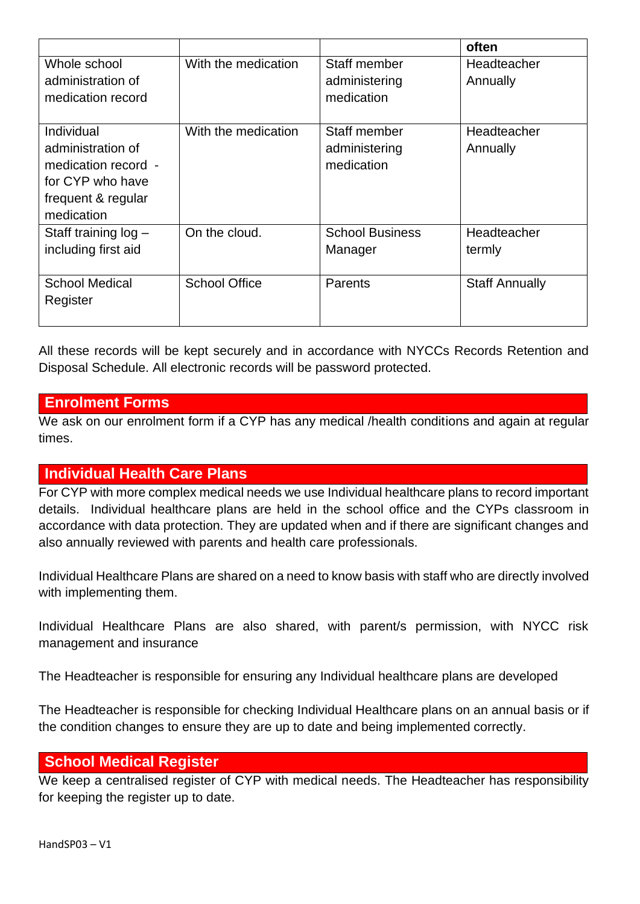| | | | often |
|---|---|---|---|
| Whole school administration of medication record | With the medication | Staff member administering medication | Headteacher Annually |
| Individual administration of medication record - for CYP who have frequent & regular medication | With the medication | Staff member administering medication | Headteacher Annually |
| Staff training log – including first aid | On the cloud. | School Business Manager | Headteacher termly |
| School Medical Register | School Office | Parents | Staff Annually |

All these records will be kept securely and in accordance with NYCCs Records Retention and Disposal Schedule. All electronic records will be password protected.

## Enrolment Forms

We ask on our enrolment form if a CYP has any medical /health conditions and again at regular times.

## Individual Health Care Plans

For CYP with more complex medical needs we use Individual healthcare plans to record important details. Individual healthcare plans are held in the school office and the CYPs classroom in accordance with data protection. They are updated when and if there are significant changes and also annually reviewed with parents and health care professionals.

Individual Healthcare Plans are shared on a need to know basis with staff who are directly involved with implementing them.

Individual Healthcare Plans are also shared, with parent/s permission, with NYCC risk management and insurance

The Headteacher is responsible for ensuring any Individual healthcare plans are developed

The Headteacher is responsible for checking Individual Healthcare plans on an annual basis or if the condition changes to ensure they are up to date and being implemented correctly.

## School Medical Register

We keep a centralised register of CYP with medical needs. The Headteacher has responsibility for keeping the register up to date.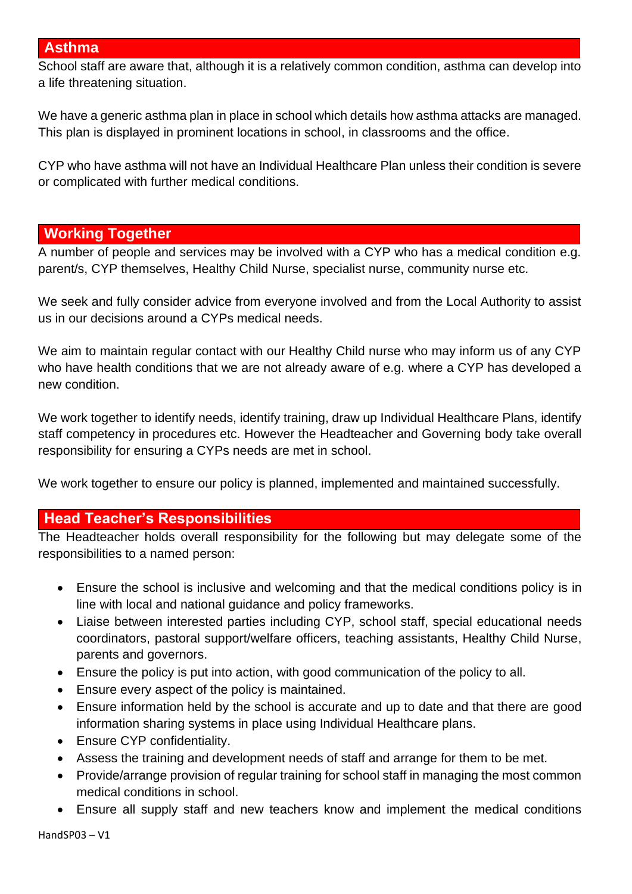## Asthma

School staff are aware that, although it is a relatively common condition, asthma can develop into a life threatening situation.

We have a generic asthma plan in place in school which details how asthma attacks are managed. This plan is displayed in prominent locations in school, in classrooms and the office.

CYP who have asthma will not have an Individual Healthcare Plan unless their condition is severe or complicated with further medical conditions.

## Working Together

A number of people and services may be involved with a CYP who has a medical condition e.g. parent/s, CYP themselves, Healthy Child Nurse, specialist nurse, community nurse etc.

We seek and fully consider advice from everyone involved and from the Local Authority to assist us in our decisions around a CYPs medical needs.

We aim to maintain regular contact with our Healthy Child nurse who may inform us of any CYP who have health conditions that we are not already aware of e.g. where a CYP has developed a new condition.

We work together to identify needs, identify training, draw up Individual Healthcare Plans, identify staff competency in procedures etc. However the Headteacher and Governing body take overall responsibility for ensuring a CYPs needs are met in school.

We work together to ensure our policy is planned, implemented and maintained successfully.

## Head Teacher's Responsibilities

The Headteacher holds overall responsibility for the following but may delegate some of the responsibilities to a named person:

- Ensure the school is inclusive and welcoming and that the medical conditions policy is in line with local and national guidance and policy frameworks.
- Liaise between interested parties including CYP, school staff, special educational needs coordinators, pastoral support/welfare officers, teaching assistants, Healthy Child Nurse, parents and governors.
- Ensure the policy is put into action, with good communication of the policy to all.
- Ensure every aspect of the policy is maintained.
- Ensure information held by the school is accurate and up to date and that there are good information sharing systems in place using Individual Healthcare plans.
- Ensure CYP confidentiality.
- Assess the training and development needs of staff and arrange for them to be met.
- Provide/arrange provision of regular training for school staff in managing the most common medical conditions in school.
- Ensure all supply staff and new teachers know and implement the medical conditions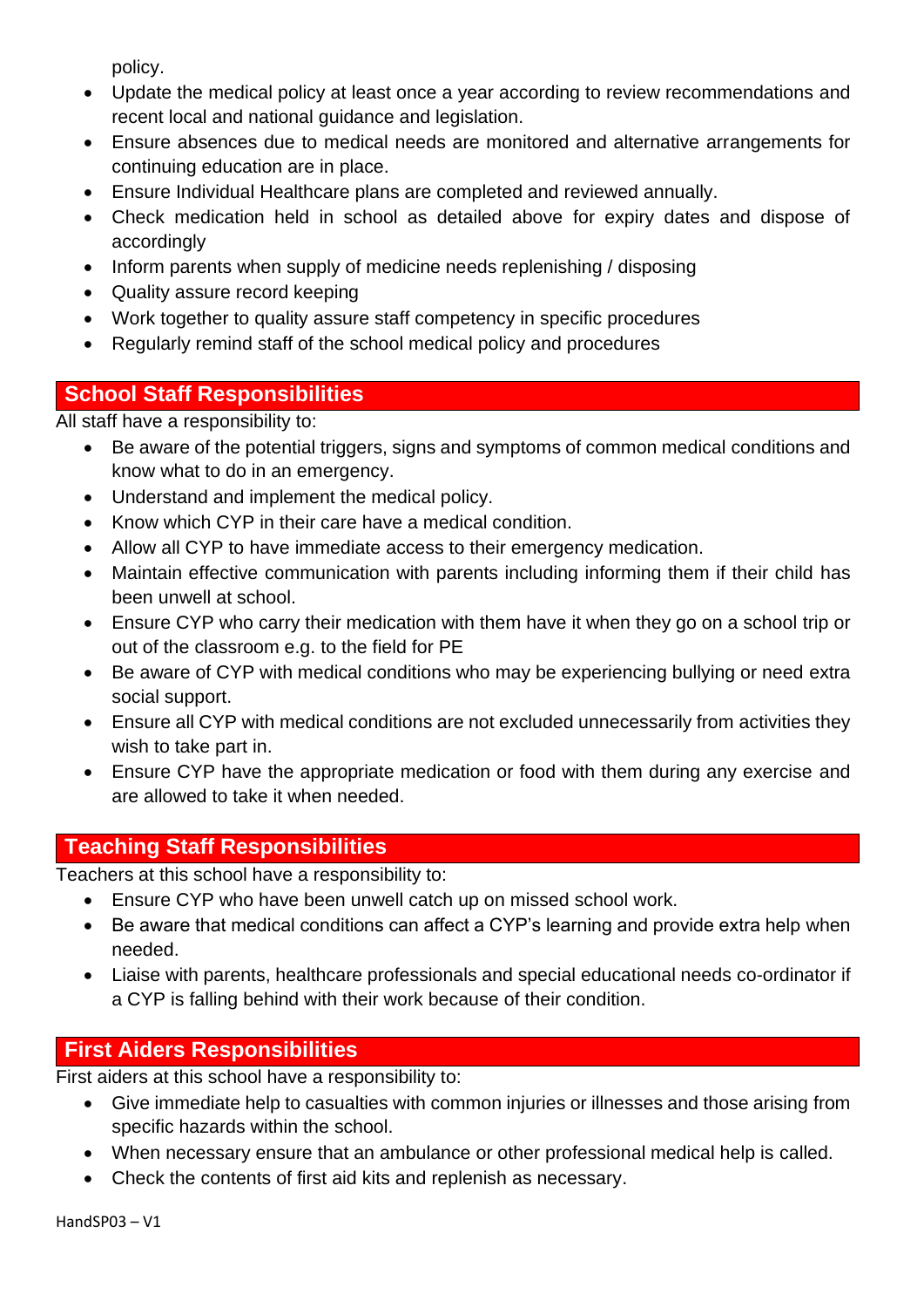policy.

- Update the medical policy at least once a year according to review recommendations and recent local and national guidance and legislation.
- Ensure absences due to medical needs are monitored and alternative arrangements for continuing education are in place.
- Ensure Individual Healthcare plans are completed and reviewed annually.
- Check medication held in school as detailed above for expiry dates and dispose of accordingly
- Inform parents when supply of medicine needs replenishing / disposing
- Quality assure record keeping
- Work together to quality assure staff competency in specific procedures
- Regularly remind staff of the school medical policy and procedures

## School Staff Responsibilities

All staff have a responsibility to:

- Be aware of the potential triggers, signs and symptoms of common medical conditions and know what to do in an emergency.
- Understand and implement the medical policy.
- Know which CYP in their care have a medical condition.
- Allow all CYP to have immediate access to their emergency medication.
- Maintain effective communication with parents including informing them if their child has been unwell at school.
- Ensure CYP who carry their medication with them have it when they go on a school trip or out of the classroom e.g. to the field for PE
- Be aware of CYP with medical conditions who may be experiencing bullying or need extra social support.
- Ensure all CYP with medical conditions are not excluded unnecessarily from activities they wish to take part in.
- Ensure CYP have the appropriate medication or food with them during any exercise and are allowed to take it when needed.

## Teaching Staff Responsibilities

Teachers at this school have a responsibility to:

- Ensure CYP who have been unwell catch up on missed school work.
- Be aware that medical conditions can affect a CYP's learning and provide extra help when needed.
- Liaise with parents, healthcare professionals and special educational needs co-ordinator if a CYP is falling behind with their work because of their condition.

## First Aiders Responsibilities

First aiders at this school have a responsibility to:

- Give immediate help to casualties with common injuries or illnesses and those arising from specific hazards within the school.
- When necessary ensure that an ambulance or other professional medical help is called.
- Check the contents of first aid kits and replenish as necessary.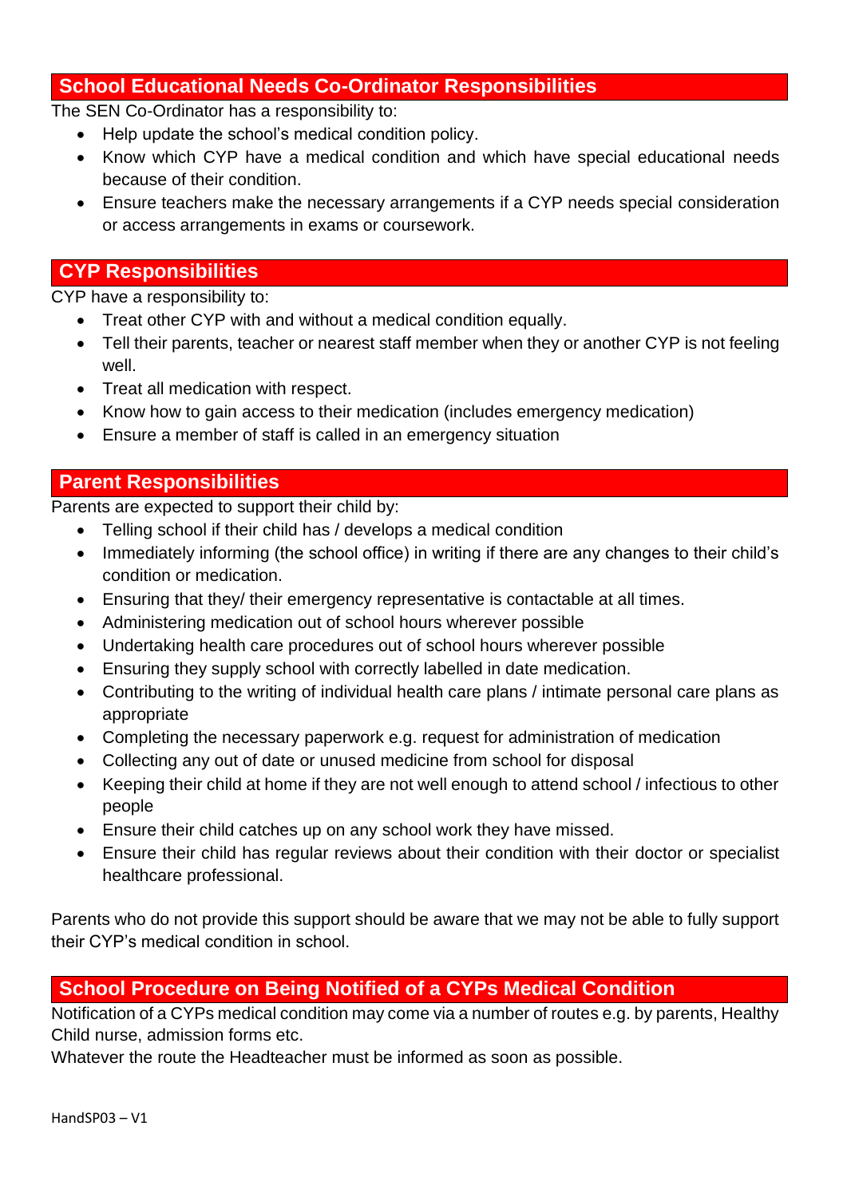## School Educational Needs Co-Ordinator Responsibilities

The SEN Co-Ordinator has a responsibility to:

- Help update the school's medical condition policy.
- Know which CYP have a medical condition and which have special educational needs because of their condition.
- Ensure teachers make the necessary arrangements if a CYP needs special consideration or access arrangements in exams or coursework.

## CYP Responsibilities

CYP have a responsibility to:

- Treat other CYP with and without a medical condition equally.
- Tell their parents, teacher or nearest staff member when they or another CYP is not feeling well.
- Treat all medication with respect.
- Know how to gain access to their medication (includes emergency medication)
- Ensure a member of staff is called in an emergency situation

## Parent Responsibilities

Parents are expected to support their child by:

- Telling school if their child has / develops a medical condition
- Immediately informing (the school office) in writing if there are any changes to their child's condition or medication.
- Ensuring that they/ their emergency representative is contactable at all times.
- Administering medication out of school hours wherever possible
- Undertaking health care procedures out of school hours wherever possible
- Ensuring they supply school with correctly labelled in date medication.
- Contributing to the writing of individual health care plans / intimate personal care plans as appropriate
- Completing the necessary paperwork e.g. request for administration of medication
- Collecting any out of date or unused medicine from school for disposal
- Keeping their child at home if they are not well enough to attend school / infectious to other people
- Ensure their child catches up on any school work they have missed.
- Ensure their child has regular reviews about their condition with their doctor or specialist healthcare professional.

Parents who do not provide this support should be aware that we may not be able to fully support their CYP's medical condition in school.

## School Procedure on Being Notified of a CYPs Medical Condition

Notification of a CYPs medical condition may come via a number of routes e.g. by parents, Healthy Child nurse, admission forms etc.

Whatever the route the Headteacher must be informed as soon as possible.

HandSP03 – V1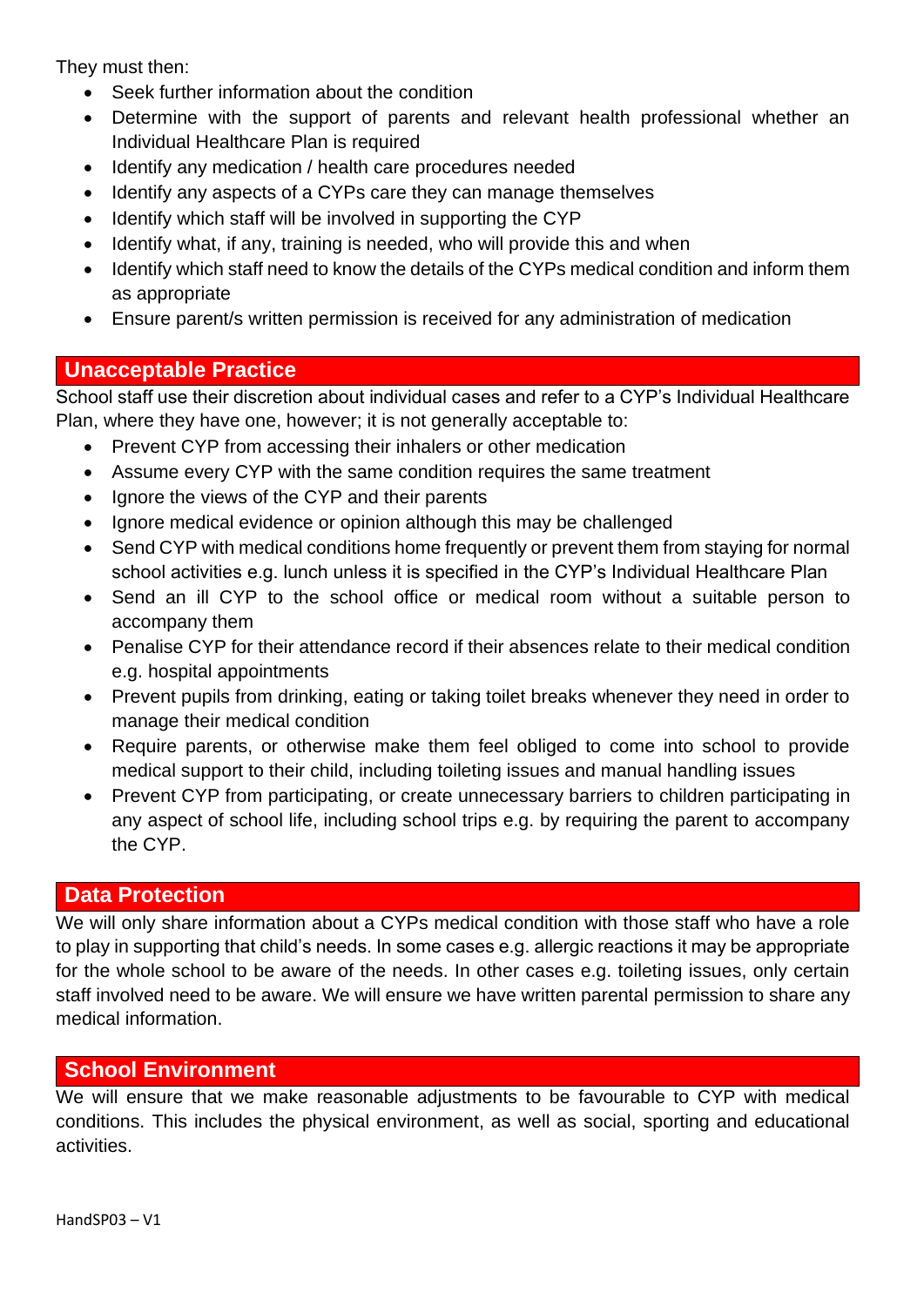They must then:

- Seek further information about the condition
- Determine with the support of parents and relevant health professional whether an Individual Healthcare Plan is required
- Identify any medication / health care procedures needed
- Identify any aspects of a CYPs care they can manage themselves
- Identify which staff will be involved in supporting the CYP
- Identify what, if any, training is needed, who will provide this and when
- Identify which staff need to know the details of the CYPs medical condition and inform them as appropriate
- Ensure parent/s written permission is received for any administration of medication

## Unacceptable Practice

School staff use their discretion about individual cases and refer to a CYP's Individual Healthcare Plan, where they have one, however; it is not generally acceptable to:

- Prevent CYP from accessing their inhalers or other medication
- Assume every CYP with the same condition requires the same treatment
- Ignore the views of the CYP and their parents
- Ignore medical evidence or opinion although this may be challenged
- Send CYP with medical conditions home frequently or prevent them from staying for normal school activities e.g. lunch unless it is specified in the CYP's Individual Healthcare Plan
- Send an ill CYP to the school office or medical room without a suitable person to accompany them
- Penalise CYP for their attendance record if their absences relate to their medical condition e.g. hospital appointments
- Prevent pupils from drinking, eating or taking toilet breaks whenever they need in order to manage their medical condition
- Require parents, or otherwise make them feel obliged to come into school to provide medical support to their child, including toileting issues and manual handling issues
- Prevent CYP from participating, or create unnecessary barriers to children participating in any aspect of school life, including school trips e.g. by requiring the parent to accompany the CYP.

## Data Protection

We will only share information about a CYPs medical condition with those staff who have a role to play in supporting that child's needs. In some cases e.g. allergic reactions it may be appropriate for the whole school to be aware of the needs. In other cases e.g. toileting issues, only certain staff involved need to be aware. We will ensure we have written parental permission to share any medical information.

## School Environment

We will ensure that we make reasonable adjustments to be favourable to CYP with medical conditions. This includes the physical environment, as well as social, sporting and educational activities.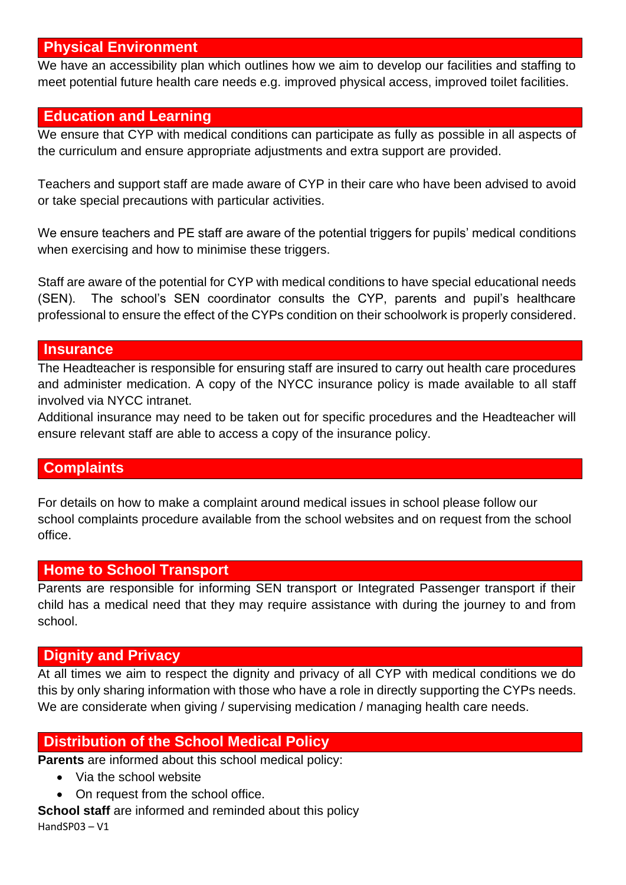## Physical Environment

We have an accessibility plan which outlines how we aim to develop our facilities and staffing to meet potential future health care needs e.g. improved physical access, improved toilet facilities.

## Education and Learning

We ensure that CYP with medical conditions can participate as fully as possible in all aspects of the curriculum and ensure appropriate adjustments and extra support are provided.

Teachers and support staff are made aware of CYP in their care who have been advised to avoid or take special precautions with particular activities.

We ensure teachers and PE staff are aware of the potential triggers for pupils' medical conditions when exercising and how to minimise these triggers.

Staff are aware of the potential for CYP with medical conditions to have special educational needs (SEN). The school's SEN coordinator consults the CYP, parents and pupil's healthcare professional to ensure the effect of the CYPs condition on their schoolwork is properly considered.

## Insurance

The Headteacher is responsible for ensuring staff are insured to carry out health care procedures and administer medication. A copy of the NYCC insurance policy is made available to all staff involved via NYCC intranet.

Additional insurance may need to be taken out for specific procedures and the Headteacher will ensure relevant staff are able to access a copy of the insurance policy.

## Complaints

For details on how to make a complaint around medical issues in school please follow our school complaints procedure available from the school websites and on request from the school office.

## Home to School Transport

Parents are responsible for informing SEN transport or Integrated Passenger transport if their child has a medical need that they may require assistance with during the journey to and from school.

## Dignity and Privacy

At all times we aim to respect the dignity and privacy of all CYP with medical conditions we do this by only sharing information with those who have a role in directly supporting the CYPs needs. We are considerate when giving / supervising medication / managing health care needs.

## Distribution of the School Medical Policy

**Parents** are informed about this school medical policy:

- Via the school website
- On request from the school office.

**School staff** are informed and reminded about this policy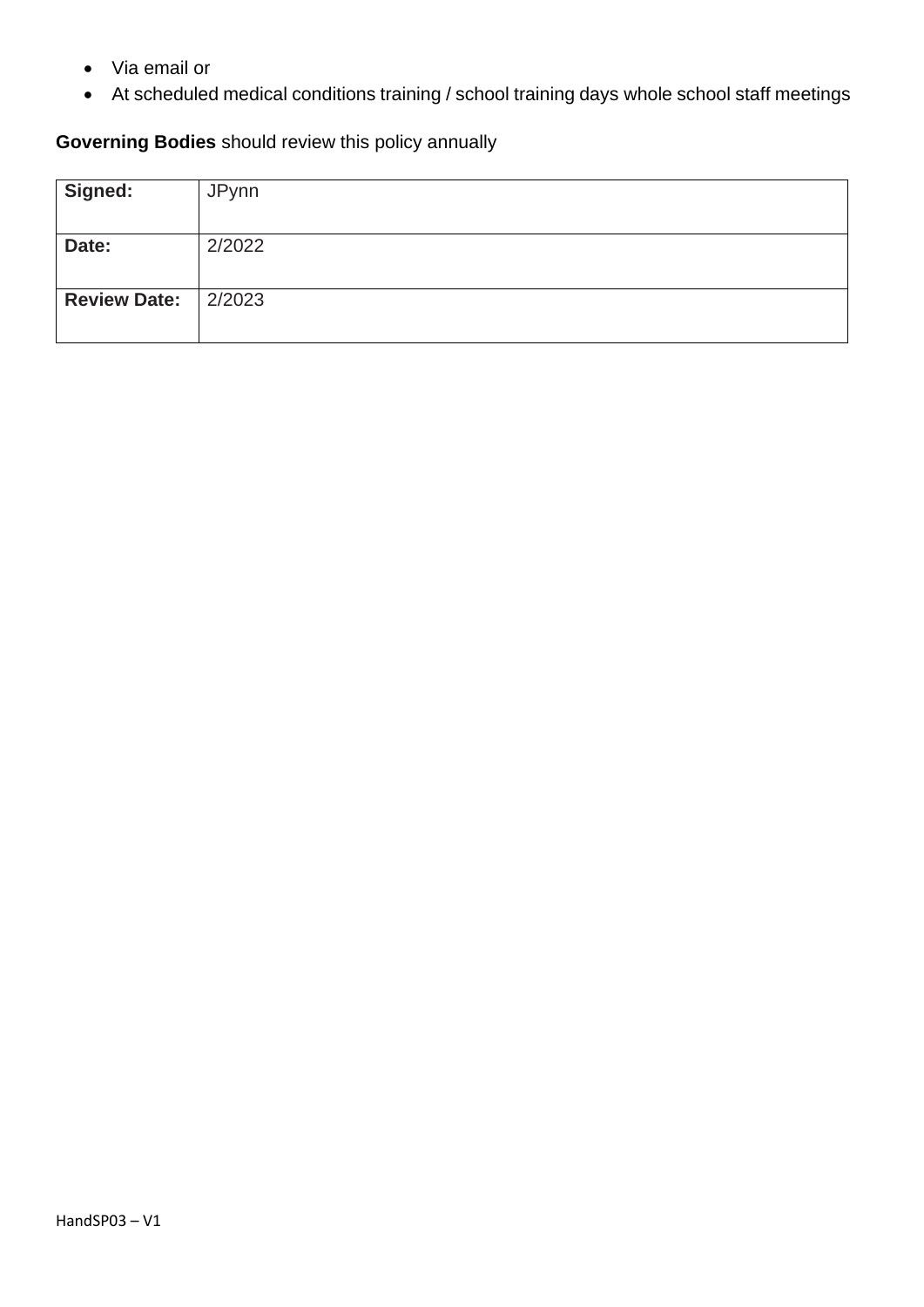- Via email or
- At scheduled medical conditions training / school training days whole school staff meetings

**Governing Bodies** should review this policy annually

| | |
|---|---|
| **Signed:** | JPynn |
| **Date:** | 2/2022 |
| **Review Date:** | 2/2023 |

HandSP03 – V1